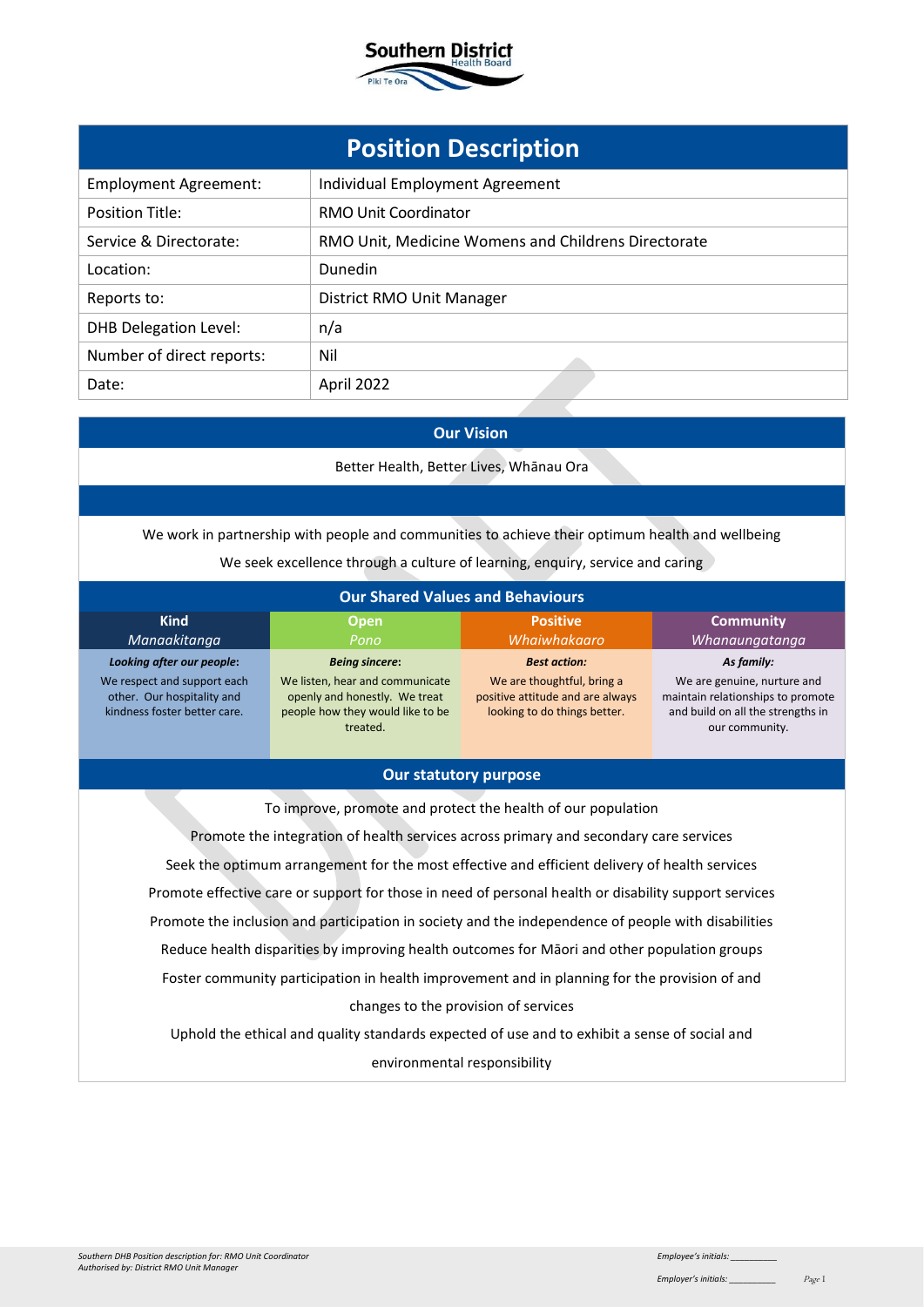# Position Description

| Employment Agreement: | Individual Employment Agreement |
|---|---|
| Position Title: | RMO Unit Coordinator |
| Service & Directorate: | RMO Unit, Medicine Womens and Childrens Directorate |
| Location: | Dunedin |
| Reports to: | District RMO Unit Manager |
| DHB Delegation Level: | n/a |
| Number of direct reports: | Nil |
| Date: | April 2022 |

## Our Vision

Better Health, Better Lives, Whānau Ora

We work in partnership with people and communities to achieve their optimum health and wellbeing

We seek excellence through a culture of learning, enquiry, service and caring

## Our Shared Values and Behaviours

| Kind *Manaakitanga* | Open *Pono* | Positive *Whaiwhakaaro* | Community *Whanaungatanga* |
|---|---|---|---|
| ***Looking after our people:*** We respect and support each other. Our hospitality and kindness foster better care. | ***Being sincere:*** We listen, hear and communicate openly and honestly. We treat people how they would like to be treated. | ***Best action:*** We are thoughtful, bring a positive attitude and are always looking to do things better. | ***As family:*** We are genuine, nurture and maintain relationships to promote and build on all the strengths in our community. |

## Our statutory purpose

To improve, promote and protect the health of our population

Promote the integration of health services across primary and secondary care services

Seek the optimum arrangement for the most effective and efficient delivery of health services

Promote effective care or support for those in need of personal health or disability support services

Promote the inclusion and participation in society and the independence of people with disabilities

Reduce health disparities by improving health outcomes for Māori and other population groups

Foster community participation in health improvement and in planning for the provision of and changes to the provision of services

Uphold the ethical and quality standards expected of use and to exhibit a sense of social and environmental responsibility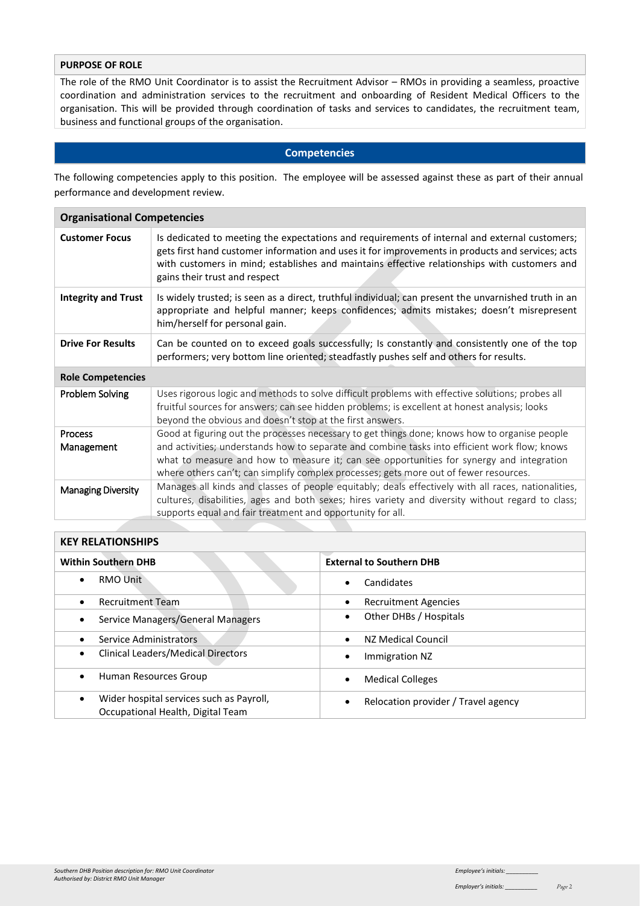## PURPOSE OF ROLE

The role of the RMO Unit Coordinator is to assist the Recruitment Advisor – RMOs in providing a seamless, proactive coordination and administration services to the recruitment and onboarding of Resident Medical Officers to the organisation. This will be provided through coordination of tasks and services to candidates, the recruitment team, business and functional groups of the organisation.

## Competencies

The following competencies apply to this position. The employee will be assessed against these as part of their annual performance and development review.

| Organisational Competencies | |
|---|---|
| **Customer Focus** | Is dedicated to meeting the expectations and requirements of internal and external customers; gets first hand customer information and uses it for improvements in products and services; acts with customers in mind; establishes and maintains effective relationships with customers and gains their trust and respect |
| **Integrity and Trust** | Is widely trusted; is seen as a direct, truthful individual; can present the unvarnished truth in an appropriate and helpful manner; keeps confidences; admits mistakes; doesn't misrepresent him/herself for personal gain. |
| **Drive For Results** | Can be counted on to exceed goals successfully; Is constantly and consistently one of the top performers; very bottom line oriented; steadfastly pushes self and others for results. |
| **Role Competencies** | |
| Problem Solving | Uses rigorous logic and methods to solve difficult problems with effective solutions; probes all fruitful sources for answers; can see hidden problems; is excellent at honest analysis; looks beyond the obvious and doesn't stop at the first answers. |
| Process Management | Good at figuring out the processes necessary to get things done; knows how to organise people and activities; understands how to separate and combine tasks into efficient work flow; knows what to measure and how to measure it; can see opportunities for synergy and integration where others can't; can simplify complex processes; gets more out of fewer resources. |
| Managing Diversity | Manages all kinds and classes of people equitably; deals effectively with all races, nationalities, cultures, disabilities, ages and both sexes; hires variety and diversity without regard to class; supports equal and fair treatment and opportunity for all. |

## KEY RELATIONSHIPS

| Within Southern DHB | External to Southern DHB |
|---|---|
| • RMO Unit | • Candidates |
| • Recruitment Team | • Recruitment Agencies |
| • Service Managers/General Managers | • Other DHBs / Hospitals |
| • Service Administrators | • NZ Medical Council |
| • Clinical Leaders/Medical Directors | • Immigration NZ |
| • Human Resources Group | • Medical Colleges |
| • Wider hospital services such as Payroll, Occupational Health, Digital Team | • Relocation provider / Travel agency |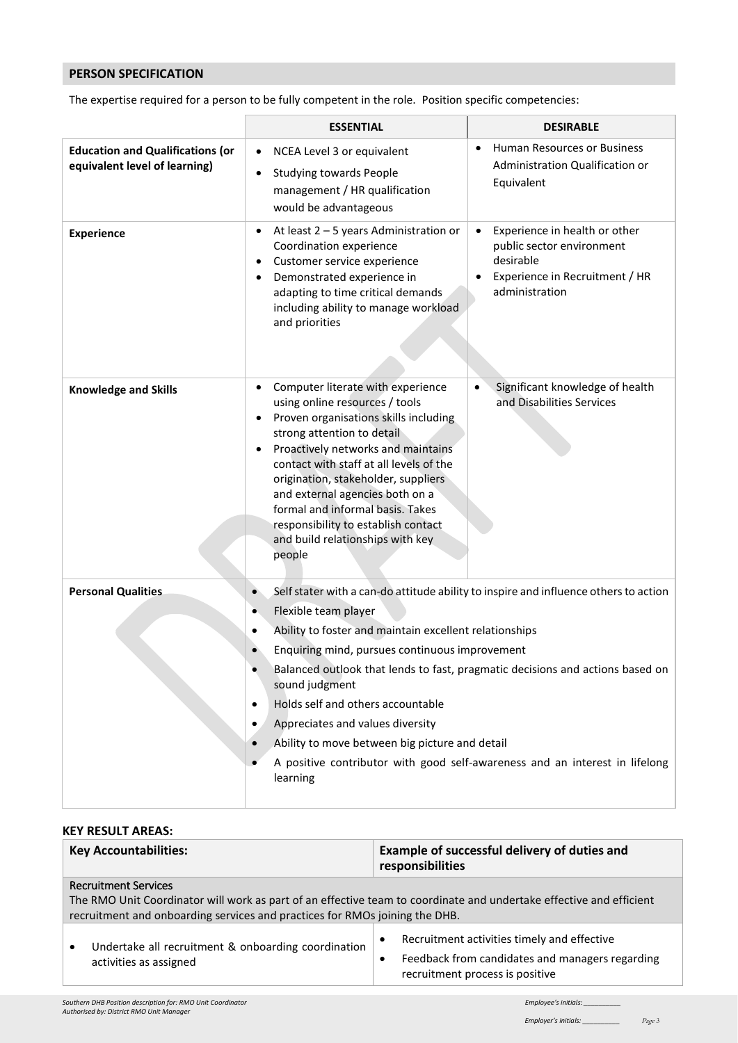## PERSON SPECIFICATION

The expertise required for a person to be fully competent in the role. Position specific competencies:

| | ESSENTIAL | DESIRABLE |
|---|---|---|
| **Education and Qualifications (or equivalent level of learning)** | • NCEA Level 3 or equivalent<br>• Studying towards People management / HR qualification would be advantageous | • Human Resources or Business Administration Qualification or Equivalent |
| **Experience** | • At least 2 – 5 years Administration or Coordination experience<br>• Customer service experience<br>• Demonstrated experience in adapting to time critical demands including ability to manage workload and priorities | • Experience in health or other public sector environment desirable<br>• Experience in Recruitment / HR administration |
| **Knowledge and Skills** | • Computer literate with experience using online resources / tools<br>• Proven organisations skills including strong attention to detail<br>• Proactively networks and maintains contact with staff at all levels of the origination, stakeholder, suppliers and external agencies both on a formal and informal basis. Takes responsibility to establish contact and build relationships with key people | • Significant knowledge of health and Disabilities Services |
| **Personal Qualities** | • Self stater with a can-do attitude ability to inspire and influence others to action<br>• Flexible team player<br>• Ability to foster and maintain excellent relationships<br>• Enquiring mind, pursues continuous improvement<br>• Balanced outlook that lends to fast, pragmatic decisions and actions based on sound judgment<br>• Holds self and others accountable<br>• Appreciates and values diversity<br>• Ability to move between big picture and detail<br>• A positive contributor with good self-awareness and an interest in lifelong learning | |

## KEY RESULT AREAS:

| Key Accountabilities: | Example of successful delivery of duties and responsibilities |
|---|---|
| **Recruitment Services**<br>The RMO Unit Coordinator will work as part of an effective team to coordinate and undertake effective and efficient recruitment and onboarding services and practices for RMOs joining the DHB. | |
| • Undertake all recruitment & onboarding coordination activities as assigned | • Recruitment activities timely and effective<br>• Feedback from candidates and managers regarding recruitment process is positive |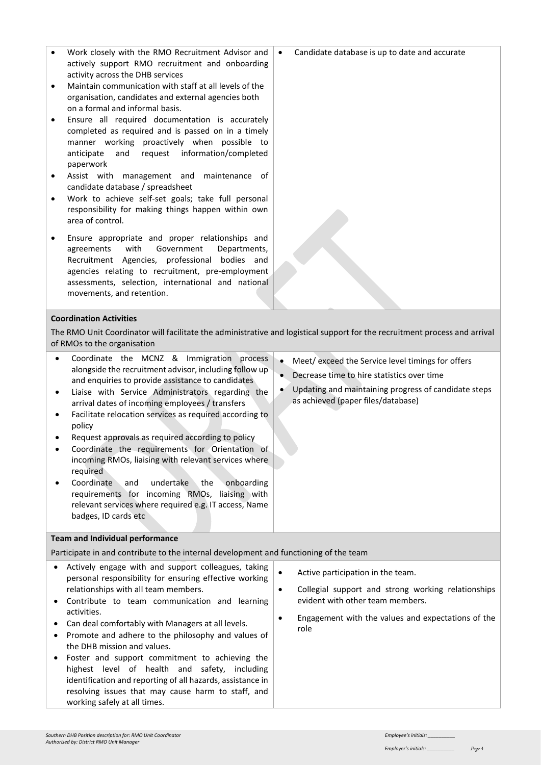| | |
|---|---|
| • Work closely with the RMO Recruitment Advisor and actively support RMO recruitment and onboarding activity across the DHB services<br>• Maintain communication with staff at all levels of the organisation, candidates and external agencies both on a formal and informal basis.<br>• Ensure all required documentation is accurately completed as required and is passed on in a timely manner working proactively when possible to anticipate and request information/completed paperwork<br>• Assist with management and maintenance of candidate database / spreadsheet<br>• Work to achieve self-set goals; take full personal responsibility for making things happen within own area of control.<br>• Ensure appropriate and proper relationships and agreements with Government Departments, Recruitment Agencies, professional bodies and agencies relating to recruitment, pre-employment assessments, selection, international and national movements, and retention. | • Candidate database is up to date and accurate |
| **Coordination Activities**<br>The RMO Unit Coordinator will facilitate the administrative and logistical support for the recruitment process and arrival of RMOs to the organisation | |
| • Coordinate the MCNZ & Immigration process alongside the recruitment advisor, including follow up and enquiries to provide assistance to candidates<br>• Liaise with Service Administrators regarding the arrival dates of incoming employees / transfers<br>• Facilitate relocation services as required according to policy<br>• Request approvals as required according to policy<br>• Coordinate the requirements for Orientation of incoming RMOs, liaising with relevant services where required<br>• Coordinate and undertake the onboarding requirements for incoming RMOs, liaising with relevant services where required e.g. IT access, Name badges, ID cards etc | • Meet/ exceed the Service level timings for offers<br>• Decrease time to hire statistics over time<br>• Updating and maintaining progress of candidate steps as achieved (paper files/database) |
| **Team and Individual performance**<br>Participate in and contribute to the internal development and functioning of the team | |
| • Actively engage with and support colleagues, taking personal responsibility for ensuring effective working relationships with all team members.<br>• Contribute to team communication and learning activities.<br>• Can deal comfortably with Managers at all levels.<br>• Promote and adhere to the philosophy and values of the DHB mission and values.<br>• Foster and support commitment to achieving the highest level of health and safety, including identification and reporting of all hazards, assistance in resolving issues that may cause harm to staff, and working safely at all times. | • Active participation in the team.<br>• Collegial support and strong working relationships evident with other team members.<br>• Engagement with the values and expectations of the role |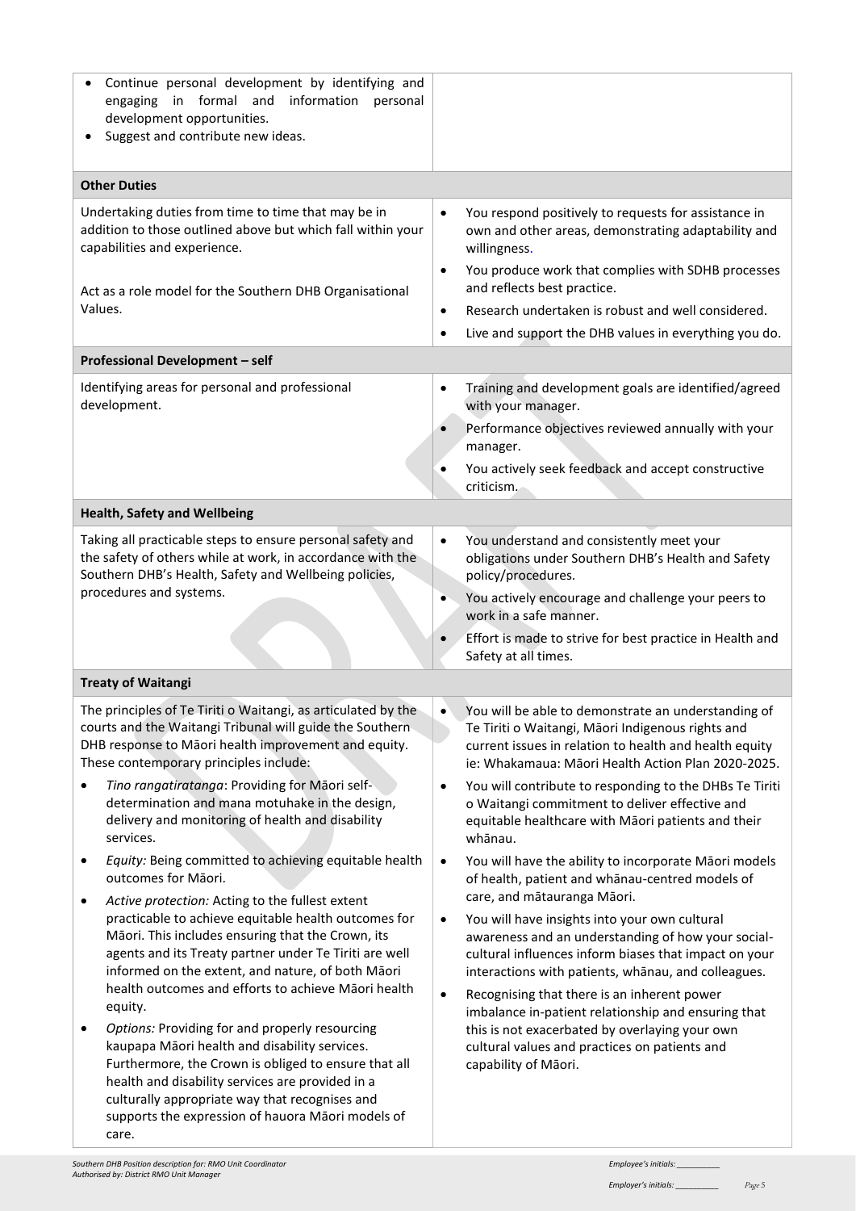| | |
|---|---|
| • Continue personal development by identifying and engaging in formal and information personal development opportunities.<br>• Suggest and contribute new ideas. | |
| **Other Duties** | |
| Undertaking duties from time to time that may be in addition to those outlined above but which fall within your capabilities and experience.<br><br>Act as a role model for the Southern DHB Organisational Values. | • You respond positively to requests for assistance in own and other areas, demonstrating adaptability and willingness.<br>• You produce work that complies with SDHB processes and reflects best practice.<br>• Research undertaken is robust and well considered.<br>• Live and support the DHB values in everything you do. |
| **Professional Development – self** | |
| Identifying areas for personal and professional development. | • Training and development goals are identified/agreed with your manager.<br>• Performance objectives reviewed annually with your manager.<br>• You actively seek feedback and accept constructive criticism. |
| **Health, Safety and Wellbeing** | |
| Taking all practicable steps to ensure personal safety and the safety of others while at work, in accordance with the Southern DHB's Health, Safety and Wellbeing policies, procedures and systems. | • You understand and consistently meet your obligations under Southern DHB's Health and Safety policy/procedures.<br>• You actively encourage and challenge your peers to work in a safe manner.<br>• Effort is made to strive for best practice in Health and Safety at all times. |
| **Treaty of Waitangi** | |
| The principles of Te Tiriti o Waitangi, as articulated by the courts and the Waitangi Tribunal will guide the Southern DHB response to Māori health improvement and equity. These contemporary principles include:<br>• *Tino rangatiratanga*: Providing for Māori self-determination and mana motuhake in the design, delivery and monitoring of health and disability services.<br>• *Equity:* Being committed to achieving equitable health outcomes for Māori.<br>• *Active protection:* Acting to the fullest extent practicable to achieve equitable health outcomes for Māori. This includes ensuring that the Crown, its agents and its Treaty partner under Te Tiriti are well informed on the extent, and nature, of both Māori health outcomes and efforts to achieve Māori health equity.<br>• *Options:* Providing for and properly resourcing kaupapa Māori health and disability services. Furthermore, the Crown is obliged to ensure that all health and disability services are provided in a culturally appropriate way that recognises and supports the expression of hauora Māori models of care. | • You will be able to demonstrate an understanding of Te Tiriti o Waitangi, Māori Indigenous rights and current issues in relation to health and health equity ie: Whakamaua: Māori Health Action Plan 2020-2025.<br>• You will contribute to responding to the DHBs Te Tiriti o Waitangi commitment to deliver effective and equitable healthcare with Māori patients and their whānau.<br>• You will have the ability to incorporate Māori models of health, patient and whānau-centred models of care, and mātauranga Māori.<br>• You will have insights into your own cultural awareness and an understanding of how your social-cultural influences inform biases that impact on your interactions with patients, whānau, and colleagues.<br>• Recognising that there is an inherent power imbalance in-patient relationship and ensuring that this is not exacerbated by overlaying your own cultural values and practices on patients and capability of Māori. |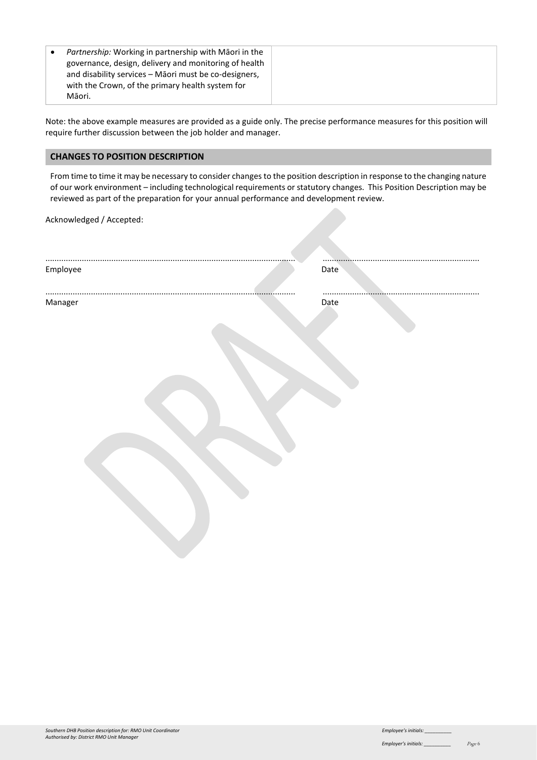| | |
|---|---|
| • *Partnership:* Working in partnership with Māori in the governance, design, delivery and monitoring of health and disability services – Māori must be co-designers, with the Crown, of the primary health system for Māori. | |

Note: the above example measures are provided as a guide only. The precise performance measures for this position will require further discussion between the job holder and manager.

## CHANGES TO POSITION DESCRIPTION

From time to time it may be necessary to consider changes to the position description in response to the changing nature of our work environment – including technological requirements or statutory changes. This Position Description may be reviewed as part of the preparation for your annual performance and development review.

Acknowledged / Accepted:

............................................................................................................ ....................................................................

Employee Date

............................................................................................................ ....................................................................

Manager Date

DRAFT